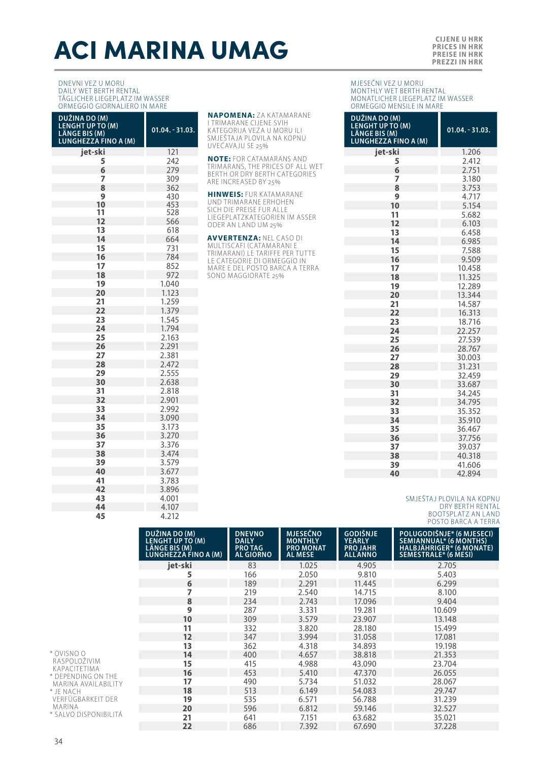# ACI MARINA UMAG

CIJENE U HRK
PRICES IN HRK
PREISE IN HRK
PREZZI IN HRK

DNEVNI VEZ U MORU
DAILY WET BERTH RENTAL
TÄGLICHER LIEGEPLATZ IM WASSER
ORMEGGIO GIORNALIERO IN MARE

| DUŽINA DO (M) LENGHT UP TO (M) LÄNGE BIS (M) LUNGHEZZA FINO A (M) | 01.04. - 31.03. |
|---|---|
| jet-ski | 121 |
| 5 | 242 |
| 6 | 279 |
| 7 | 309 |
| 8 | 362 |
| 9 | 430 |
| 10 | 453 |
| 11 | 528 |
| 12 | 566 |
| 13 | 618 |
| 14 | 664 |
| 15 | 731 |
| 16 | 784 |
| 17 | 852 |
| 18 | 972 |
| 19 | 1.040 |
| 20 | 1.123 |
| 21 | 1.259 |
| 22 | 1.379 |
| 23 | 1.545 |
| 24 | 1.794 |
| 25 | 2.163 |
| 26 | 2.291 |
| 27 | 2.381 |
| 28 | 2.472 |
| 29 | 2.555 |
| 30 | 2.638 |
| 31 | 2.818 |
| 32 | 2.901 |
| 33 | 2.992 |
| 34 | 3.090 |
| 35 | 3.173 |
| 36 | 3.270 |
| 37 | 3.376 |
| 38 | 3.474 |
| 39 | 3.579 |
| 40 | 3.677 |
| 41 | 3.783 |
| 42 | 3.896 |
| 43 | 4.001 |
| 44 | 4.107 |
| 45 | 4.212 |

**NAPOMENA:** ZA KATAMARANE I TRIMARANE CIJENE SVIH KATEGORIJA VEZA U MORU ILI SMJEŠTAJA PLOVILA NA KOPNU UVEĆAVAJU SE 25%

**NOTE:** FOR CATAMARANS AND TRIMARANS, THE PRICES OF ALL WET BERTH OR DRY BERTH CATEGORIES ARE INCREASED BY 25%

**HINWEIS:** FUR KATAMARANE UND TRIMARANE ERHOHEN SICH DIE PREISE FUR ALLE LIEGEPLATZKATEGORIEN IM ASSER ODER AN LAND UM 25%

**AVVERTENZA:** NEL CASO DI MULTISCAFI (CATAMARANI E TRIMARANI) LE TARIFFE PER TUTTE LE CATEGORIE DI ORMEGGIO IN MARE E DEL POSTO BARCA A TERRA SONO MAGGIORATE 25%

MJESEČNI VEZ U MORU
MONTHLY WET BERTH RENTAL
MONATLICHER LIEGEPLATZ IM WASSER
ORMEGGIO MENSILE IN MARE

| DUŽINA DO (M) LENGHT UP TO (M) LÄNGE BIS (M) LUNGHEZZA FINO A (M) | 01.04. - 31.03. |
|---|---|
| jet-ski | 1.206 |
| 5 | 2.412 |
| 6 | 2.751 |
| 7 | 3.180 |
| 8 | 3.753 |
| 9 | 4.717 |
| 10 | 5.154 |
| 11 | 5.682 |
| 12 | 6.103 |
| 13 | 6.458 |
| 14 | 6.985 |
| 15 | 7.588 |
| 16 | 9.509 |
| 17 | 10.458 |
| 18 | 11.325 |
| 19 | 12.289 |
| 20 | 13.344 |
| 21 | 14.587 |
| 22 | 16.313 |
| 23 | 18.716 |
| 24 | 22.257 |
| 25 | 27.539 |
| 26 | 28.767 |
| 27 | 30.003 |
| 28 | 31.231 |
| 29 | 32.459 |
| 30 | 33.687 |
| 31 | 34.245 |
| 32 | 34.795 |
| 33 | 35.352 |
| 34 | 35.910 |
| 35 | 36.467 |
| 36 | 37.756 |
| 37 | 39.037 |
| 38 | 40.318 |
| 39 | 41.606 |
| 40 | 42.894 |

SMJEŠTAJ PLOVILA NA KOPNU
DRY BERTH RENTAL
BOOTSPLATZ AN LAND
POSTO BARCA A TERRA

| DUŽINA DO (M) LENGHT UP TO (M) LÄNGE BIS (M) LUNGHEZZA FINO A (M) | DNEVNO DAILY PRO TAG AL GIORNO | MJESEČNO MONTHLY PRO MONAT AL MESE | GODIŠNJE YEARLY PRO JAHR ALL'ANNO | POLUGODIŠNJE* (6 MJESECI) SEMIANNUAL* (6 MONTHS) HALBJÄHRIGER* (6 MONATE) SEMESTRALE* (6 MESI) |
|---|---|---|---|---|
| jet-ski | 83 | 1.025 | 4.905 | 2.705 |
| 5 | 166 | 2.050 | 9.810 | 5.403 |
| 6 | 189 | 2.291 | 11.445 | 6.299 |
| 7 | 219 | 2.540 | 14.715 | 8.100 |
| 8 | 234 | 2.743 | 17.096 | 9.404 |
| 9 | 287 | 3.331 | 19.281 | 10.609 |
| 10 | 309 | 3.579 | 23.907 | 13.148 |
| 11 | 332 | 3.820 | 28.180 | 15.499 |
| 12 | 347 | 3.994 | 31.058 | 17.081 |
| 13 | 362 | 4.318 | 34.893 | 19.198 |
| 14 | 400 | 4.657 | 38.818 | 21.353 |
| 15 | 415 | 4.988 | 43.090 | 23.704 |
| 16 | 453 | 5.410 | 47.370 | 26.055 |
| 17 | 490 | 5.734 | 51.032 | 28.067 |
| 18 | 513 | 6.149 | 54.083 | 29.747 |
| 19 | 535 | 6.571 | 56.788 | 31.239 |
| 20 | 596 | 6.812 | 59.146 | 32.527 |
| 21 | 641 | 7.151 | 63.682 | 35.021 |
| 22 | 686 | 7.392 | 67.690 | 37.228 |

* OVISNO O RASPOLOŽIVIM KAPACITETIMA
* DEPENDING ON THE MARINA AVAILABILITY
* JE NACH VERFÜGBARKEIT DER MARINA
* SALVO DISPONIBILITÀ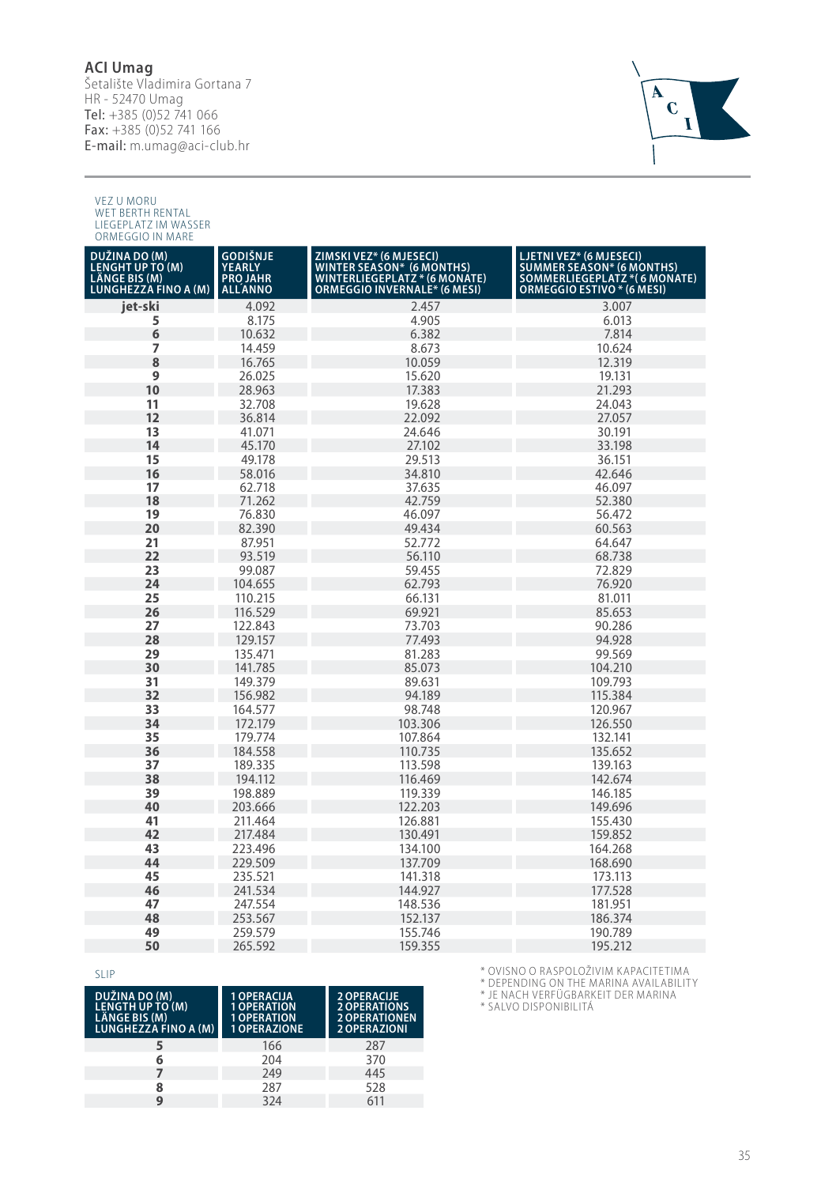## ACI Umag

Šetalište Vladimira Gortana 7
HR - 52470 Umag
**Tel:** +385 (0)52 741 066
**Fax:** +385 (0)52 741 166
**E-mail:** m.umag@aci-club.hr

VEZ U MORU
WET BERTH RENTAL
LIEGEPLATZ IM WASSER
ORMEGGIO IN MARE

| DUŽINA DO (M) LENGHT UP TO (M) LÄNGE BIS (M) LUNGHEZZA FINO A (M) | GODIŠNJE YEARLY PRO JAHR ALL'ANNO | ZIMSKI VEZ* (6 MJESECI) WINTER SEASON* (6 MONTHS) WINTERLIEGEPLATZ * (6 MONATE) ORMEGGIO INVERNALE* (6 MESI) | LJETNI VEZ* (6 MJESECI) SUMMER SEASON* (6 MONTHS) SOMMERLIEGEPLATZ *( 6 MONATE) ORMEGGIO ESTIVO * (6 MESI) |
|---|---|---|---|
| jet-ski | 4.092 | 2.457 | 3.007 |
| 5 | 8.175 | 4.905 | 6.013 |
| 6 | 10.632 | 6.382 | 7.814 |
| 7 | 14.459 | 8.673 | 10.624 |
| 8 | 16.765 | 10.059 | 12.319 |
| 9 | 26.025 | 15.620 | 19.131 |
| 10 | 28.963 | 17.383 | 21.293 |
| 11 | 32.708 | 19.628 | 24.043 |
| 12 | 36.814 | 22.092 | 27.057 |
| 13 | 41.071 | 24.646 | 30.191 |
| 14 | 45.170 | 27.102 | 33.198 |
| 15 | 49.178 | 29.513 | 36.151 |
| 16 | 58.016 | 34.810 | 42.646 |
| 17 | 62.718 | 37.635 | 46.097 |
| 18 | 71.262 | 42.759 | 52.380 |
| 19 | 76.830 | 46.097 | 56.472 |
| 20 | 82.390 | 49.434 | 60.563 |
| 21 | 87.951 | 52.772 | 64.647 |
| 22 | 93.519 | 56.110 | 68.738 |
| 23 | 99.087 | 59.455 | 72.829 |
| 24 | 104.655 | 62.793 | 76.920 |
| 25 | 110.215 | 66.131 | 81.011 |
| 26 | 116.529 | 69.921 | 85.653 |
| 27 | 122.843 | 73.703 | 90.286 |
| 28 | 129.157 | 77.493 | 94.928 |
| 29 | 135.471 | 81.283 | 99.569 |
| 30 | 141.785 | 85.073 | 104.210 |
| 31 | 149.379 | 89.631 | 109.793 |
| 32 | 156.982 | 94.189 | 115.384 |
| 33 | 164.577 | 98.748 | 120.967 |
| 34 | 172.179 | 103.306 | 126.550 |
| 35 | 179.774 | 107.864 | 132.141 |
| 36 | 184.558 | 110.735 | 135.652 |
| 37 | 189.335 | 113.598 | 139.163 |
| 38 | 194.112 | 116.469 | 142.674 |
| 39 | 198.889 | 119.339 | 146.185 |
| 40 | 203.666 | 122.203 | 149.696 |
| 41 | 211.464 | 126.881 | 155.430 |
| 42 | 217.484 | 130.491 | 159.852 |
| 43 | 223.496 | 134.100 | 164.268 |
| 44 | 229.509 | 137.709 | 168.690 |
| 45 | 235.521 | 141.318 | 173.113 |
| 46 | 241.534 | 144.927 | 177.528 |
| 47 | 247.554 | 148.536 | 181.951 |
| 48 | 253.567 | 152.137 | 186.374 |
| 49 | 259.579 | 155.746 | 190.789 |
| 50 | 265.592 | 159.355 | 195.212 |

SLIP

| DUŽINA DO (M) LENGTH UP TO (M) LÄNGE BIS (M) LUNGHEZZA FINO A (M) | 1 OPERACIJA 1 OPERATION 1 OPERATION 1 OPERAZIONE | 2 OPERACIJE 2 OPERATIONS 2 OPERATIONEN 2 OPERAZIONI |
|---|---|---|
| 5 | 166 | 287 |
| 6 | 204 | 370 |
| 7 | 249 | 445 |
| 8 | 287 | 528 |
| 9 | 324 | 611 |

\* OVISNO O RASPOLOŽIVIM KAPACITETIMA
\* DEPENDING ON THE MARINA AVAILABILITY
\* JE NACH VERFÜGBARKEIT DER MARINA
\* SALVO DISPONIBILITÁ